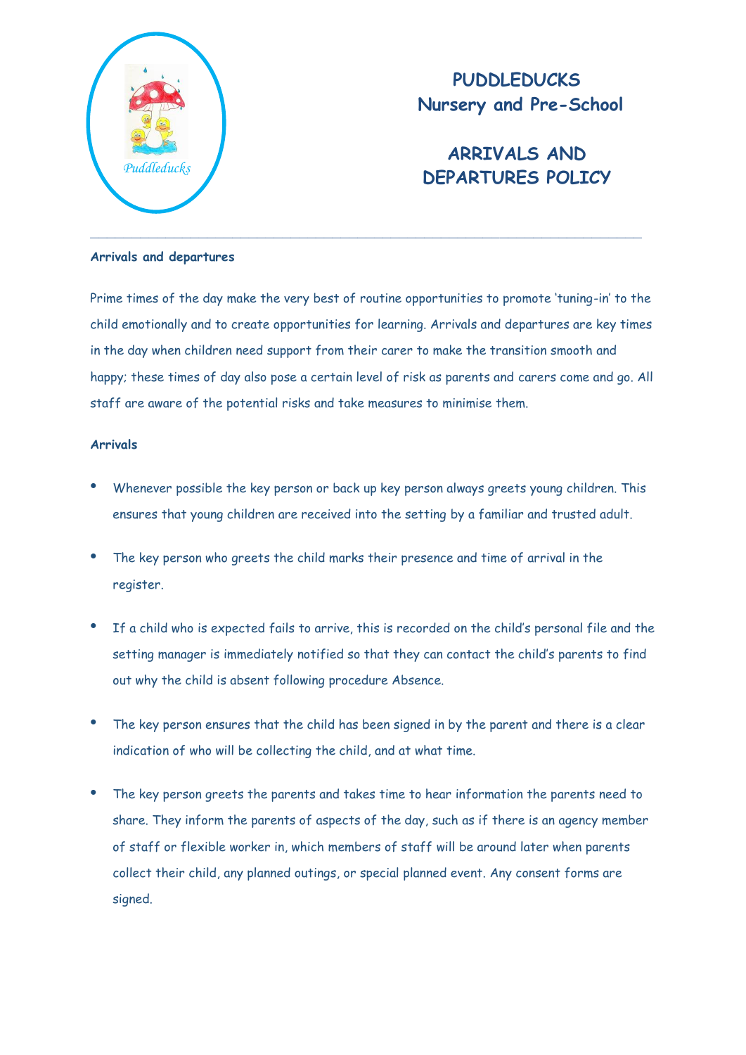# PUDDLEDUCKS
# Nursery and Pre-School

## ARRIVALS AND DEPARTURES POLICY

---

**Arrivals and departures**

Prime times of the day make the very best of routine opportunities to promote 'tuning-in' to the child emotionally and to create opportunities for learning. Arrivals and departures are key times in the day when children need support from their carer to make the transition smooth and happy; these times of day also pose a certain level of risk as parents and carers come and go. All staff are aware of the potential risks and take measures to minimise them.

**Arrivals**

- Whenever possible the key person or back up key person always greets young children. This ensures that young children are received into the setting by a familiar and trusted adult.
- The key person who greets the child marks their presence and time of arrival in the register.
- If a child who is expected fails to arrive, this is recorded on the child's personal file and the setting manager is immediately notified so that they can contact the child's parents to find out why the child is absent following procedure Absence.
- The key person ensures that the child has been signed in by the parent and there is a clear indication of who will be collecting the child, and at what time.
- The key person greets the parents and takes time to hear information the parents need to share. They inform the parents of aspects of the day, such as if there is an agency member of staff or flexible worker in, which members of staff will be around later when parents collect their child, any planned outings, or special planned event. Any consent forms are signed.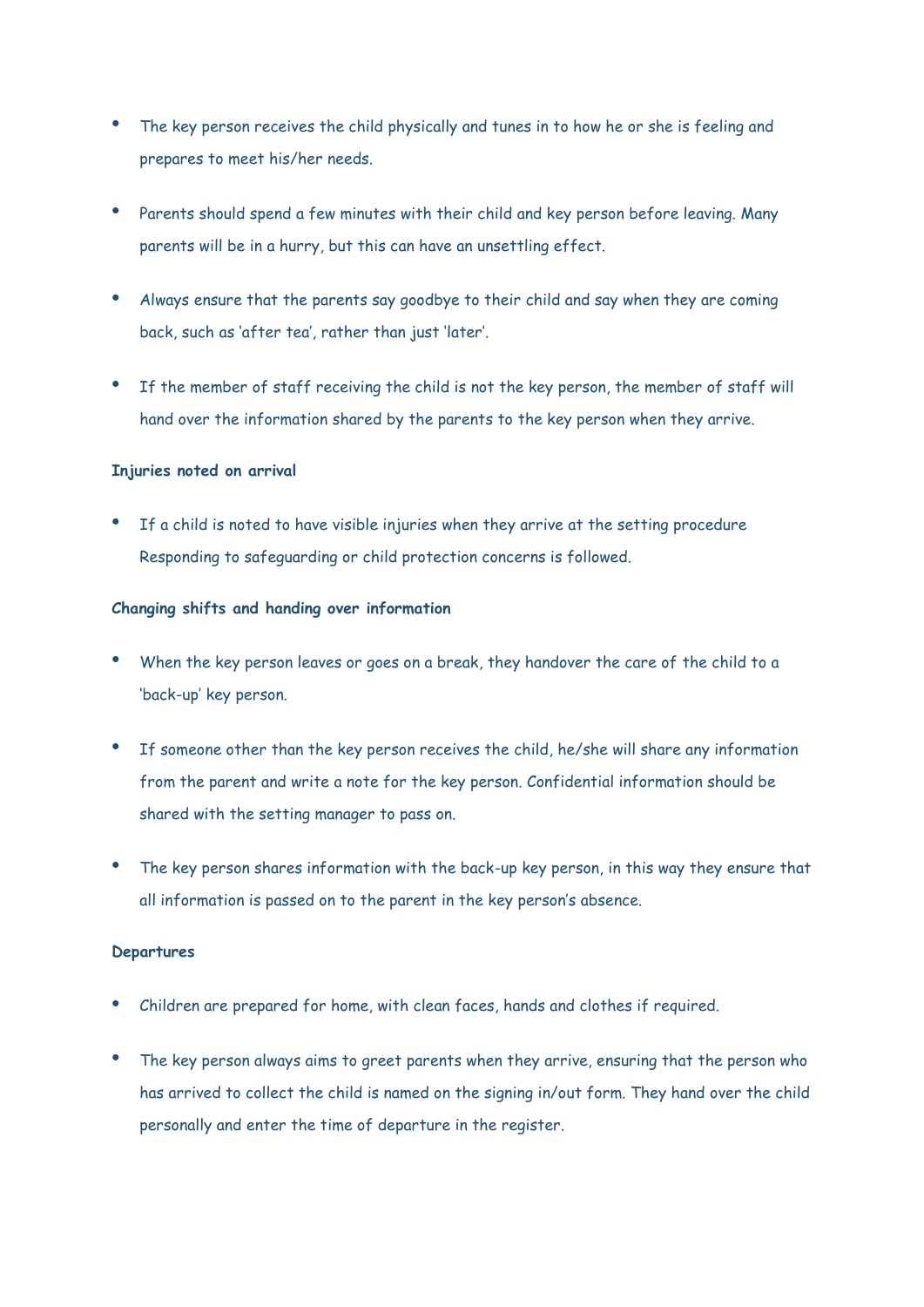- The key person receives the child physically and tunes in to how he or she is feeling and prepares to meet his/her needs.

- Parents should spend a few minutes with their child and key person before leaving. Many parents will be in a hurry, but this can have an unsettling effect.

- Always ensure that the parents say goodbye to their child and say when they are coming back, such as 'after tea', rather than just 'later'.

- If the member of staff receiving the child is not the key person, the member of staff will hand over the information shared by the parents to the key person when they arrive.

**Injuries noted on arrival**

- If a child is noted to have visible injuries when they arrive at the setting procedure Responding to safeguarding or child protection concerns is followed.

**Changing shifts and handing over information**

- When the key person leaves or goes on a break, they handover the care of the child to a 'back-up' key person.

- If someone other than the key person receives the child, he/she will share any information from the parent and write a note for the key person. Confidential information should be shared with the setting manager to pass on.

- The key person shares information with the back-up key person, in this way they ensure that all information is passed on to the parent in the key person's absence.

**Departures**

- Children are prepared for home, with clean faces, hands and clothes if required.

- The key person always aims to greet parents when they arrive, ensuring that the person who has arrived to collect the child is named on the signing in/out form. They hand over the child personally and enter the time of departure in the register.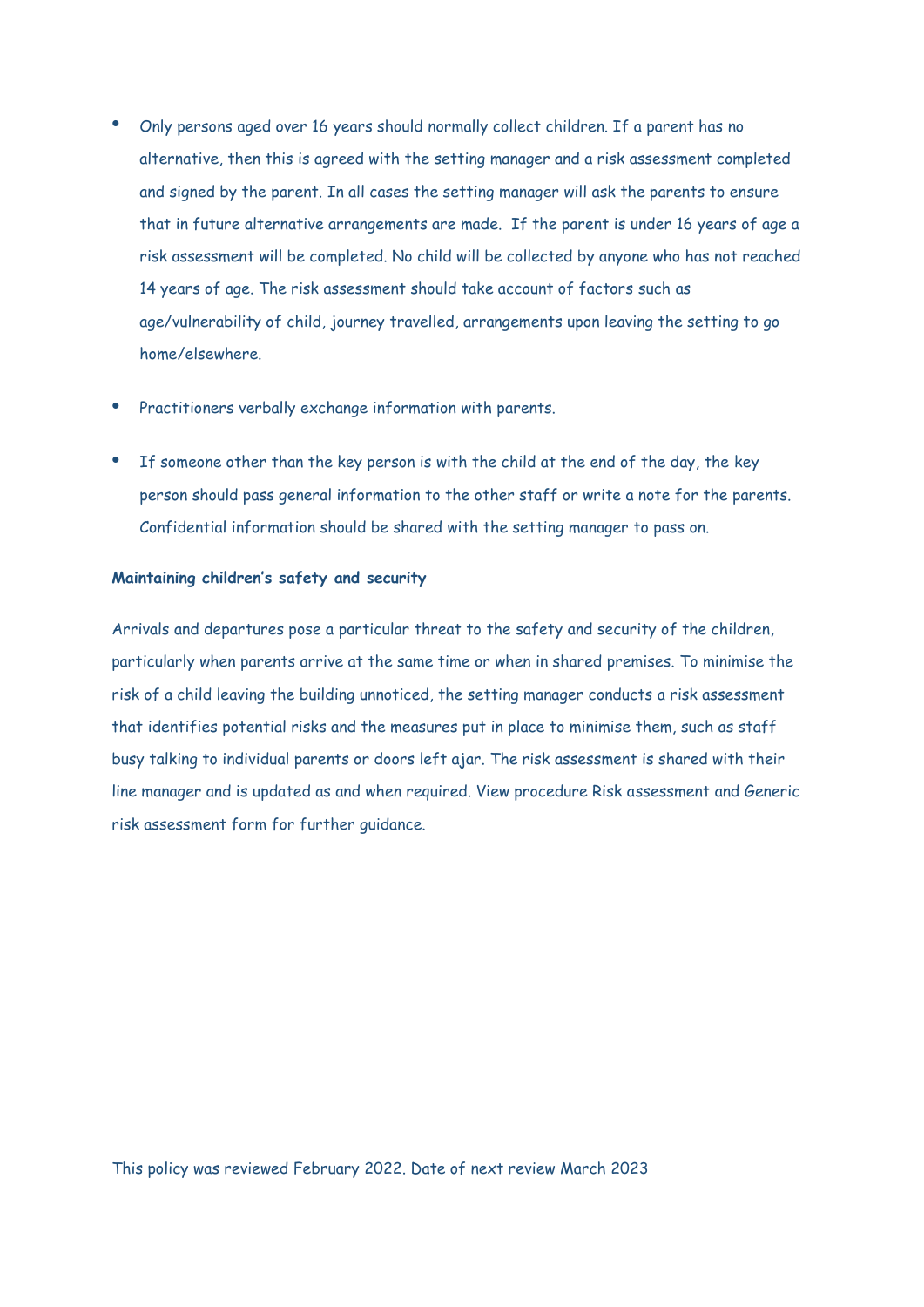- Only persons aged over 16 years should normally collect children. If a parent has no alternative, then this is agreed with the setting manager and a risk assessment completed and signed by the parent. In all cases the setting manager will ask the parents to ensure that in future alternative arrangements are made. If the parent is under 16 years of age a risk assessment will be completed. No child will be collected by anyone who has not reached 14 years of age. The risk assessment should take account of factors such as age/vulnerability of child, journey travelled, arrangements upon leaving the setting to go home/elsewhere.

- Practitioners verbally exchange information with parents.

- If someone other than the key person is with the child at the end of the day, the key person should pass general information to the other staff or write a note for the parents. Confidential information should be shared with the setting manager to pass on.

**Maintaining children's safety and security**

Arrivals and departures pose a particular threat to the safety and security of the children, particularly when parents arrive at the same time or when in shared premises. To minimise the risk of a child leaving the building unnoticed, the setting manager conducts a risk assessment that identifies potential risks and the measures put in place to minimise them, such as staff busy talking to individual parents or doors left ajar. The risk assessment is shared with their line manager and is updated as and when required. View procedure Risk assessment and Generic risk assessment form for further guidance.

This policy was reviewed February 2022. Date of next review March 2023